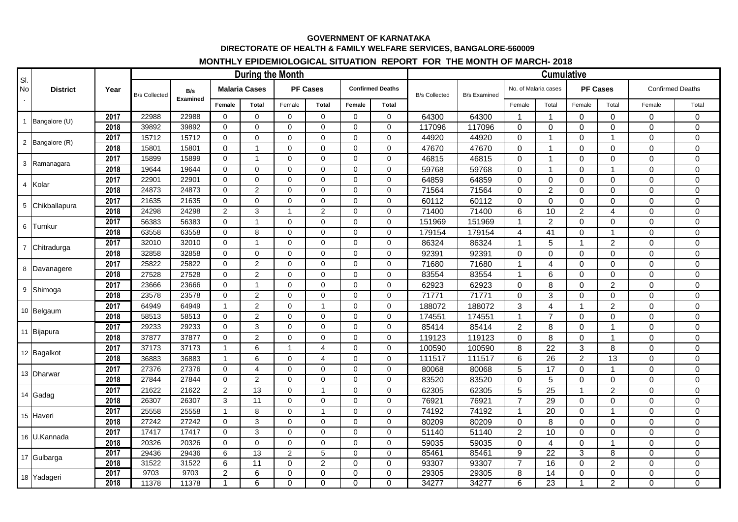**GOVERNMENT OF KARNATAKA**

**DIRECTORATE OF HEALTH & FAMILY WELFARE SERVICES, BANGALORE-560009**

**MONTHLY EPIDEMIOLOGICAL SITUATION REPORT FOR THE MONTH OF MARCH- 2018**

| Sl. No. | District | Year | During the Month | | | | | | | | Cumulative | | | | | | | |
|---|---|---|---|---|---|---|---|---|---|---|---|---|---|---|---|---|---|---|
| | | | B/s Collected | B/s Examined | Malaria Cases | | PF Cases | | Confirmed Deaths | | B/s Collected | B/s Examined | No. of Malaria cases | | PF Cases | | Confirmed Deaths | |
| | | | | | Female | Total | Female | Total | Female | Total | | | Female | Total | Female | Total | Female | Total |
| 1 | Bangalore (U) | 2017 | 22988 | 22988 | 0 | 0 | 0 | 0 | 0 | 0 | 64300 | 64300 | 1 | 1 | 0 | 0 | 0 | 0 |
| | | 2018 | 39892 | 39892 | 0 | 0 | 0 | 0 | 0 | 0 | 117096 | 117096 | 0 | 0 | 0 | 0 | 0 | 0 |
| 2 | Bangalore (R) | 2017 | 15712 | 15712 | 0 | 0 | 0 | 0 | 0 | 0 | 44920 | 44920 | 0 | 1 | 0 | 1 | 0 | 0 |
| | | 2018 | 15801 | 15801 | 0 | 1 | 0 | 0 | 0 | 0 | 47670 | 47670 | 0 | 1 | 0 | 0 | 0 | 0 |
| 3 | Ramanagara | 2017 | 15899 | 15899 | 0 | 1 | 0 | 0 | 0 | 0 | 46815 | 46815 | 0 | 1 | 0 | 0 | 0 | 0 |
| | | 2018 | 19644 | 19644 | 0 | 0 | 0 | 0 | 0 | 0 | 59768 | 59768 | 0 | 1 | 0 | 1 | 0 | 0 |
| 4 | Kolar | 2017 | 22901 | 22901 | 0 | 0 | 0 | 0 | 0 | 0 | 64859 | 64859 | 0 | 0 | 0 | 0 | 0 | 0 |
| | | 2018 | 24873 | 24873 | 0 | 2 | 0 | 0 | 0 | 0 | 71564 | 71564 | 0 | 2 | 0 | 0 | 0 | 0 |
| 5 | Chikballapura | 2017 | 21635 | 21635 | 0 | 0 | 0 | 0 | 0 | 0 | 60112 | 60112 | 0 | 0 | 0 | 0 | 0 | 0 |
| | | 2018 | 24298 | 24298 | 2 | 3 | 1 | 2 | 0 | 0 | 71400 | 71400 | 6 | 10 | 2 | 4 | 0 | 0 |
| 6 | Tumkur | 2017 | 56383 | 56383 | 0 | 1 | 0 | 0 | 0 | 0 | 151969 | 151969 | 1 | 2 | 0 | 0 | 0 | 0 |
| | | 2018 | 63558 | 63558 | 0 | 8 | 0 | 0 | 0 | 0 | 179154 | 179154 | 4 | 41 | 0 | 1 | 0 | 0 |
| 7 | Chitradurga | 2017 | 32010 | 32010 | 0 | 1 | 0 | 0 | 0 | 0 | 86324 | 86324 | 1 | 5 | 1 | 2 | 0 | 0 |
| | | 2018 | 32858 | 32858 | 0 | 0 | 0 | 0 | 0 | 0 | 92391 | 92391 | 0 | 0 | 0 | 0 | 0 | 0 |
| 8 | Davanagere | 2017 | 25822 | 25822 | 0 | 2 | 0 | 0 | 0 | 0 | 71680 | 71680 | 1 | 4 | 0 | 0 | 0 | 0 |
| | | 2018 | 27528 | 27528 | 0 | 2 | 0 | 0 | 0 | 0 | 83554 | 83554 | 1 | 6 | 0 | 0 | 0 | 0 |
| 9 | Shimoga | 2017 | 23666 | 23666 | 0 | 1 | 0 | 0 | 0 | 0 | 62923 | 62923 | 0 | 8 | 0 | 2 | 0 | 0 |
| | | 2018 | 23578 | 23578 | 0 | 2 | 0 | 0 | 0 | 0 | 71771 | 71771 | 0 | 3 | 0 | 0 | 0 | 0 |
| 10 | Belgaum | 2017 | 64949 | 64949 | 1 | 2 | 0 | 1 | 0 | 0 | 188072 | 188072 | 3 | 4 | 1 | 2 | 0 | 0 |
| | | 2018 | 58513 | 58513 | 0 | 2 | 0 | 0 | 0 | 0 | 174551 | 174551 | 1 | 7 | 0 | 0 | 0 | 0 |
| 11 | Bijapura | 2017 | 29233 | 29233 | 0 | 3 | 0 | 0 | 0 | 0 | 85414 | 85414 | 2 | 8 | 0 | 1 | 0 | 0 |
| | | 2018 | 37877 | 37877 | 0 | 2 | 0 | 0 | 0 | 0 | 119123 | 119123 | 0 | 8 | 0 | 1 | 0 | 0 |
| 12 | Bagalkot | 2017 | 37173 | 37173 | 1 | 6 | 1 | 4 | 0 | 0 | 100590 | 100590 | 8 | 22 | 3 | 8 | 0 | 0 |
| | | 2018 | 36883 | 36883 | 1 | 6 | 0 | 4 | 0 | 0 | 111517 | 111517 | 6 | 26 | 2 | 13 | 0 | 0 |
| 13 | Dharwar | 2017 | 27376 | 27376 | 0 | 4 | 0 | 0 | 0 | 0 | 80068 | 80068 | 5 | 17 | 0 | 1 | 0 | 0 |
| | | 2018 | 27844 | 27844 | 0 | 2 | 0 | 0 | 0 | 0 | 83520 | 83520 | 0 | 5 | 0 | 0 | 0 | 0 |
| 14 | Gadag | 2017 | 21622 | 21622 | 2 | 13 | 0 | 1 | 0 | 0 | 62305 | 62305 | 5 | 25 | 1 | 2 | 0 | 0 |
| | | 2018 | 26307 | 26307 | 3 | 11 | 0 | 0 | 0 | 0 | 76921 | 76921 | 7 | 29 | 0 | 0 | 0 | 0 |
| 15 | Haveri | 2017 | 25558 | 25558 | 1 | 8 | 0 | 1 | 0 | 0 | 74192 | 74192 | 1 | 20 | 0 | 1 | 0 | 0 |
| | | 2018 | 27242 | 27242 | 0 | 3 | 0 | 0 | 0 | 0 | 80209 | 80209 | 0 | 8 | 0 | 0 | 0 | 0 |
| 16 | U.Kannada | 2017 | 17417 | 17417 | 0 | 3 | 0 | 0 | 0 | 0 | 51140 | 51140 | 2 | 10 | 0 | 0 | 0 | 0 |
| | | 2018 | 20326 | 20326 | 0 | 0 | 0 | 0 | 0 | 0 | 59035 | 59035 | 0 | 4 | 0 | 1 | 0 | 0 |
| 17 | Gulbarga | 2017 | 29436 | 29436 | 6 | 13 | 2 | 5 | 0 | 0 | 85461 | 85461 | 9 | 22 | 3 | 8 | 0 | 0 |
| | | 2018 | 31522 | 31522 | 6 | 11 | 0 | 2 | 0 | 0 | 93307 | 93307 | 7 | 16 | 0 | 2 | 0 | 0 |
| 18 | Yadageri | 2017 | 9703 | 9703 | 2 | 6 | 0 | 0 | 0 | 0 | 29305 | 29305 | 8 | 14 | 0 | 0 | 0 | 0 |
| | | 2018 | 11378 | 11378 | 1 | 6 | 0 | 0 | 0 | 0 | 34277 | 34277 | 6 | 23 | 1 | 2 | 0 | 0 |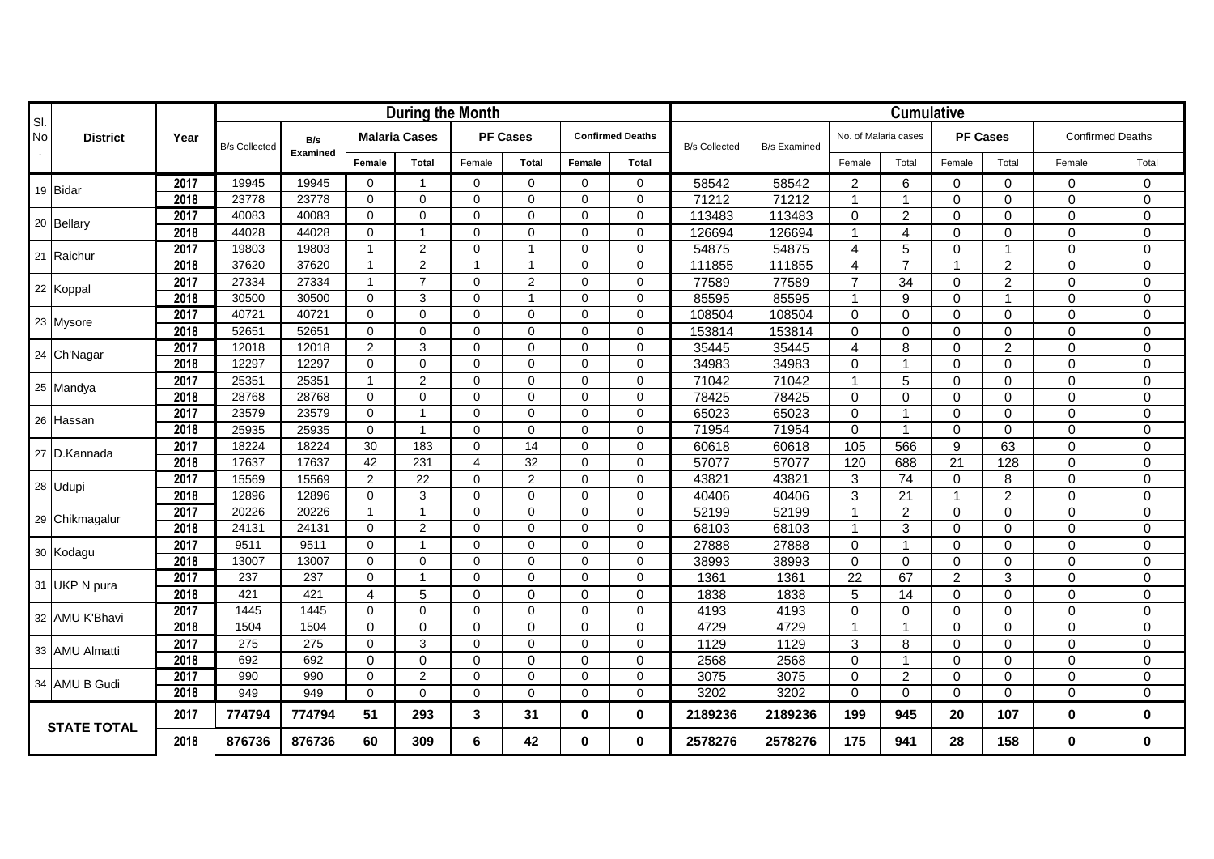| Sl. No. | District | Year | During the Month | | | | | | | | Cumulative | | | | | | | |
|---|---|---|---|---|---|---|---|---|---|---|---|---|---|---|---|---|---|---|
| | | | B/s Collected | B/s Examined | Malaria Cases | | PF Cases | | Confirmed Deaths | | B/s Collected | B/s Examined | No. of Malaria cases | | PF Cases | | Confirmed Deaths | |
| | | | | | Female | Total | Female | Total | Female | Total | | | Female | Total | Female | Total | Female | Total |
| 19 | Bidar | 2017 | 19945 | 19945 | 0 | 1 | 0 | 0 | 0 | 0 | 58542 | 58542 | 2 | 6 | 0 | 0 | 0 | 0 |
| | | 2018 | 23778 | 23778 | 0 | 0 | 0 | 0 | 0 | 0 | 71212 | 71212 | 1 | 1 | 0 | 0 | 0 | 0 |
| 20 | Bellary | 2017 | 40083 | 40083 | 0 | 0 | 0 | 0 | 0 | 0 | 113483 | 113483 | 0 | 2 | 0 | 0 | 0 | 0 |
| | | 2018 | 44028 | 44028 | 0 | 1 | 0 | 0 | 0 | 0 | 126694 | 126694 | 1 | 4 | 0 | 0 | 0 | 0 |
| 21 | Raichur | 2017 | 19803 | 19803 | 1 | 2 | 0 | 1 | 0 | 0 | 54875 | 54875 | 4 | 5 | 0 | 1 | 0 | 0 |
| | | 2018 | 37620 | 37620 | 1 | 2 | 1 | 1 | 0 | 0 | 111855 | 111855 | 4 | 7 | 1 | 2 | 0 | 0 |
| 22 | Koppal | 2017 | 27334 | 27334 | 1 | 7 | 0 | 2 | 0 | 0 | 77589 | 77589 | 7 | 34 | 0 | 2 | 0 | 0 |
| | | 2018 | 30500 | 30500 | 0 | 3 | 0 | 1 | 0 | 0 | 85595 | 85595 | 1 | 9 | 0 | 1 | 0 | 0 |
| 23 | Mysore | 2017 | 40721 | 40721 | 0 | 0 | 0 | 0 | 0 | 0 | 108504 | 108504 | 0 | 0 | 0 | 0 | 0 | 0 |
| | | 2018 | 52651 | 52651 | 0 | 0 | 0 | 0 | 0 | 0 | 153814 | 153814 | 0 | 0 | 0 | 0 | 0 | 0 |
| 24 | Ch'Nagar | 2017 | 12018 | 12018 | 2 | 3 | 0 | 0 | 0 | 0 | 35445 | 35445 | 4 | 8 | 0 | 2 | 0 | 0 |
| | | 2018 | 12297 | 12297 | 0 | 0 | 0 | 0 | 0 | 0 | 34983 | 34983 | 0 | 1 | 0 | 0 | 0 | 0 |
| 25 | Mandya | 2017 | 25351 | 25351 | 1 | 2 | 0 | 0 | 0 | 0 | 71042 | 71042 | 1 | 5 | 0 | 0 | 0 | 0 |
| | | 2018 | 28768 | 28768 | 0 | 0 | 0 | 0 | 0 | 0 | 78425 | 78425 | 0 | 0 | 0 | 0 | 0 | 0 |
| 26 | Hassan | 2017 | 23579 | 23579 | 0 | 1 | 0 | 0 | 0 | 0 | 65023 | 65023 | 0 | 1 | 0 | 0 | 0 | 0 |
| | | 2018 | 25935 | 25935 | 0 | 1 | 0 | 0 | 0 | 0 | 71954 | 71954 | 0 | 1 | 0 | 0 | 0 | 0 |
| 27 | D.Kannada | 2017 | 18224 | 18224 | 30 | 183 | 0 | 14 | 0 | 0 | 60618 | 60618 | 105 | 566 | 9 | 63 | 0 | 0 |
| | | 2018 | 17637 | 17637 | 42 | 231 | 4 | 32 | 0 | 0 | 57077 | 57077 | 120 | 688 | 21 | 128 | 0 | 0 |
| 28 | Udupi | 2017 | 15569 | 15569 | 2 | 22 | 0 | 2 | 0 | 0 | 43821 | 43821 | 3 | 74 | 0 | 8 | 0 | 0 |
| | | 2018 | 12896 | 12896 | 0 | 3 | 0 | 0 | 0 | 0 | 40406 | 40406 | 3 | 21 | 1 | 2 | 0 | 0 |
| 29 | Chikmagalur | 2017 | 20226 | 20226 | 1 | 1 | 0 | 0 | 0 | 0 | 52199 | 52199 | 1 | 2 | 0 | 0 | 0 | 0 |
| | | 2018 | 24131 | 24131 | 0 | 2 | 0 | 0 | 0 | 0 | 68103 | 68103 | 1 | 3 | 0 | 0 | 0 | 0 |
| 30 | Kodagu | 2017 | 9511 | 9511 | 0 | 1 | 0 | 0 | 0 | 0 | 27888 | 27888 | 0 | 1 | 0 | 0 | 0 | 0 |
| | | 2018 | 13007 | 13007 | 0 | 0 | 0 | 0 | 0 | 0 | 38993 | 38993 | 0 | 0 | 0 | 0 | 0 | 0 |
| 31 | UKP N pura | 2017 | 237 | 237 | 0 | 1 | 0 | 0 | 0 | 0 | 1361 | 1361 | 22 | 67 | 2 | 3 | 0 | 0 |
| | | 2018 | 421 | 421 | 4 | 5 | 0 | 0 | 0 | 0 | 1838 | 1838 | 5 | 14 | 0 | 0 | 0 | 0 |
| 32 | AMU K'Bhavi | 2017 | 1445 | 1445 | 0 | 0 | 0 | 0 | 0 | 0 | 4193 | 4193 | 0 | 0 | 0 | 0 | 0 | 0 |
| | | 2018 | 1504 | 1504 | 0 | 0 | 0 | 0 | 0 | 0 | 4729 | 4729 | 1 | 1 | 0 | 0 | 0 | 0 |
| 33 | AMU Almatti | 2017 | 275 | 275 | 0 | 3 | 0 | 0 | 0 | 0 | 1129 | 1129 | 3 | 8 | 0 | 0 | 0 | 0 |
| | | 2018 | 692 | 692 | 0 | 0 | 0 | 0 | 0 | 0 | 2568 | 2568 | 0 | 1 | 0 | 0 | 0 | 0 |
| 34 | AMU B Gudi | 2017 | 990 | 990 | 0 | 2 | 0 | 0 | 0 | 0 | 3075 | 3075 | 0 | 2 | 0 | 0 | 0 | 0 |
| | | 2018 | 949 | 949 | 0 | 0 | 0 | 0 | 0 | 0 | 3202 | 3202 | 0 | 0 | 0 | 0 | 0 | 0 |
| **STATE TOTAL** | | 2017 | **774794** | **774794** | **51** | **293** | **3** | **31** | **0** | **0** | **2189236** | **2189236** | **199** | **945** | **20** | **107** | **0** | **0** |
| | | 2018 | **876736** | **876736** | **60** | **309** | **6** | **42** | **0** | **0** | **2578276** | **2578276** | **175** | **941** | **28** | **158** | **0** | **0** |